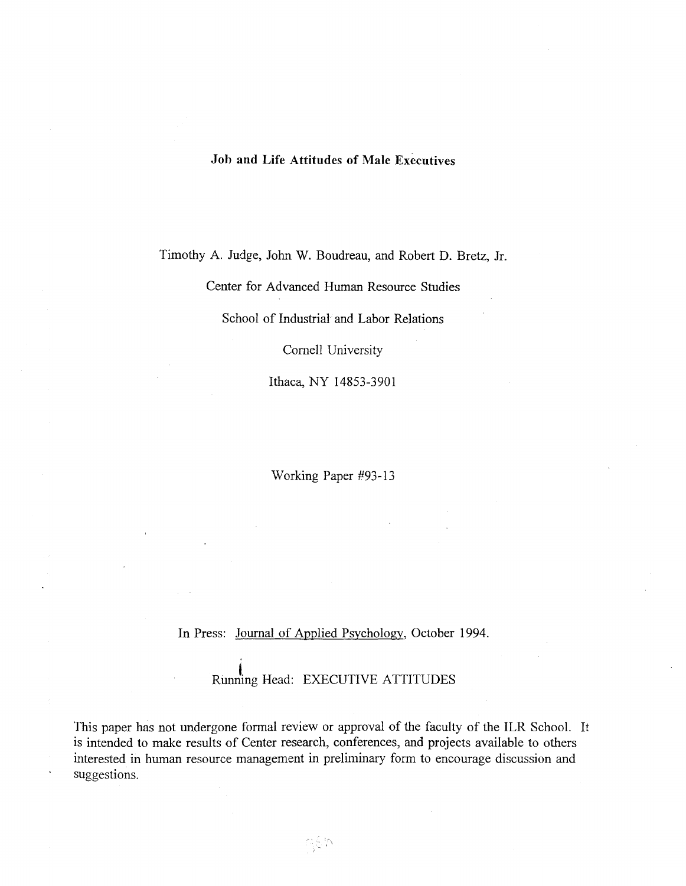# Job and Life Attitudes of Male Executives

Timothy A. Judge, John W. Boudreau, and Robert D. Bretz, Jr.

Center for Advanced Human Resource Studies

School of Industrial and Labor Relations

Cornell University

Ithaca, NY 14853-3901

Working Paper #93-13

In Press: Journal of Applied Psychology, October 1994.

Running Head: EXECUTIVE ATTITUDES

This paper has not undergone formal review or approval of the faculty of the ILR School. It is intended to make results of Center research, conferences, and projects available to others interested in human resource management in preliminary form to encourage discussion and suggestions.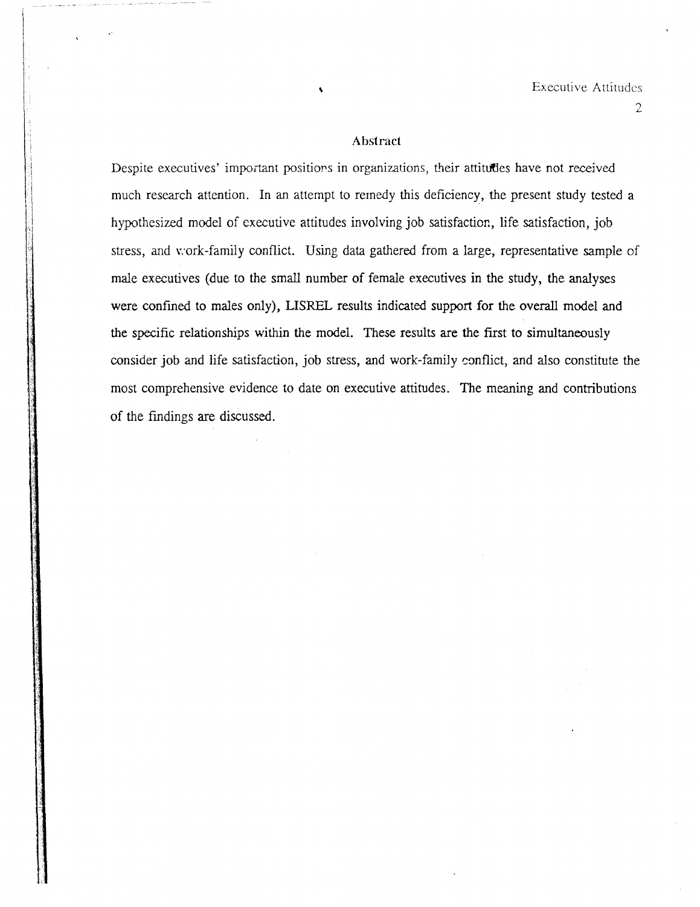## Abstract

Despite executives' important positions in organizations, their attitudes have not received much research attention. In an attempt to remedy this deficiency, the present study tested a hypothesized model of executive attitudes involving job satisfaction, life satisfaction, job stress, and work-family conflict. Using data gathered from a large, representative sample of male executives (due to the small number of female executives in the study, the analyses were confined to males only), LISREL results indicated support for the overall model and the specific relationships within the model. These results are the first to simultaneously consider job and life satisfaction, job stress, and work-family conflict, and also constitute the most comprehensive evidence to date on executive attitudes. The meaning and contributions of the findings are discussed.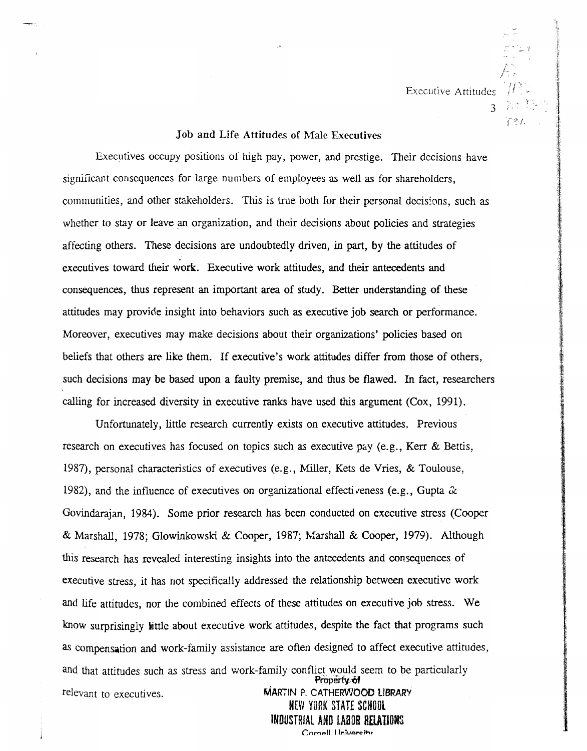# Job and Life Attitudes of Male Executives

Executives occupy positions of high pay, power, and prestige. Their decisions have significant consequences for large numbers of employees as well as for shareholders, communities, and other stakeholders. This is true both for their personal decisions, such as whether to stay or leave an organization, and their decisions about policies and strategies affecting others. These decisions are undoubtedly driven, in part, by the attitudes of executives toward their work. Executive work attitudes, and their antecedents and consequences, thus represent an important area of study. Better understanding of these attitudes may provide insight into behaviors such as executive job search or performance. Moreover, executives may make decisions about their organizations' policies based on beliefs that others are like them. If executive's work attitudes differ from those of others, such decisions may be based upon a faulty premise, and thus be flawed. In fact, researchers calling for increased diversity in executive ranks have used this argument (Cox, 1991).

Unfortunately, little research currently exists on executive attitudes. Previous research on executives has focused on topics such as executive pay (e.g., Kerr & Bettis, 1987), personal characteristics of executives (e.g., Miller, Kets de Vries, & Toulouse, 1982), and the influence of executives on organizational effectiveness (e.g., Gupta & Govindarajan, 1984). Some prior research has been conducted on executive stress (Cooper & Marshall, 1978; Glowinkowski & Cooper, 1987; Marshall & Cooper, 1979). Although this research has revealed interesting insights into the antecedents and consequences of executive stress, it has not specifically addressed the relationship between executive work and life attitudes, nor the combined effects of these attitudes on executive job stress. We know surprisingly little about executive work attitudes, despite the fact that programs such as compensation and work-family assistance are often designed to affect executive attitudes, and that attitudes such as stress and work-family conflict would seem to be particularly relevant to executives.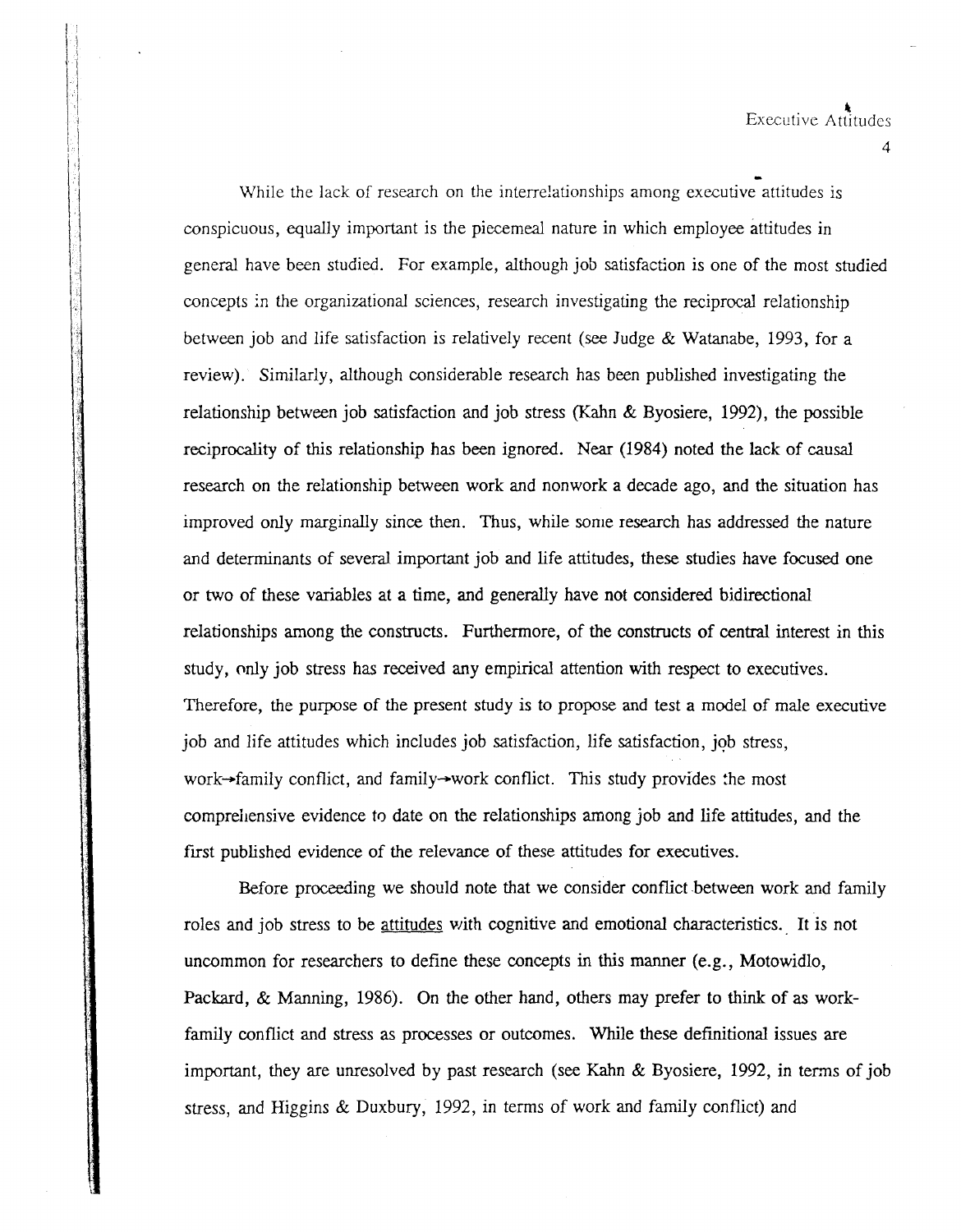While the lack of research on the interrelationships among executive attitudes is conspicuous, equally important is the piecemeal nature in which employee attitudes in general have been studied. For example, although job satisfaction is one of the most studied concepts in the organizational sciences, research investigating the reciprocal relationship between job and life satisfaction is relatively recent (see Judge & Watanabe, 1993, for a review). Similarly, although considerable research has been published investigating the relationship between job satisfaction and job stress (Kahn & Byosiere, 1992), the possible reciprocality of this relationship has been ignored. Near (1984) noted the lack of causal research on the relationship between work and nonwork a decade ago, and the situation has improved only marginally since then. Thus, while some research has addressed the nature and determinants of several important job and life attitudes, these studies have focused one or two of these variables at a time, and generally have not considered bidirectional relationships among the constructs. Furthermore, of the constructs of central interest in this study, only job stress has received any empirical attention with respect to executives. Therefore, the purpose of the present study is to propose and test a model of male executive job and life attitudes which includes job satisfaction, life satisfaction, job stress, work→family conflict, and family→work conflict. This study provides the most comprehensive evidence to date on the relationships among job and life attitudes, and the first published evidence of the relevance of these attitudes for executives.

Before proceeding we should note that we consider conflict between work and family roles and job stress to be <u>attitudes</u> with cognitive and emotional characteristics. It is not uncommon for researchers to define these concepts in this manner (e.g., Motowidlo, Packard, & Manning, 1986). On the other hand, others may prefer to think of as work-family conflict and stress as processes or outcomes. While these definitional issues are important, they are unresolved by past research (see Kahn & Byosiere, 1992, in terms of job stress, and Higgins & Duxbury, 1992, in terms of work and family conflict) and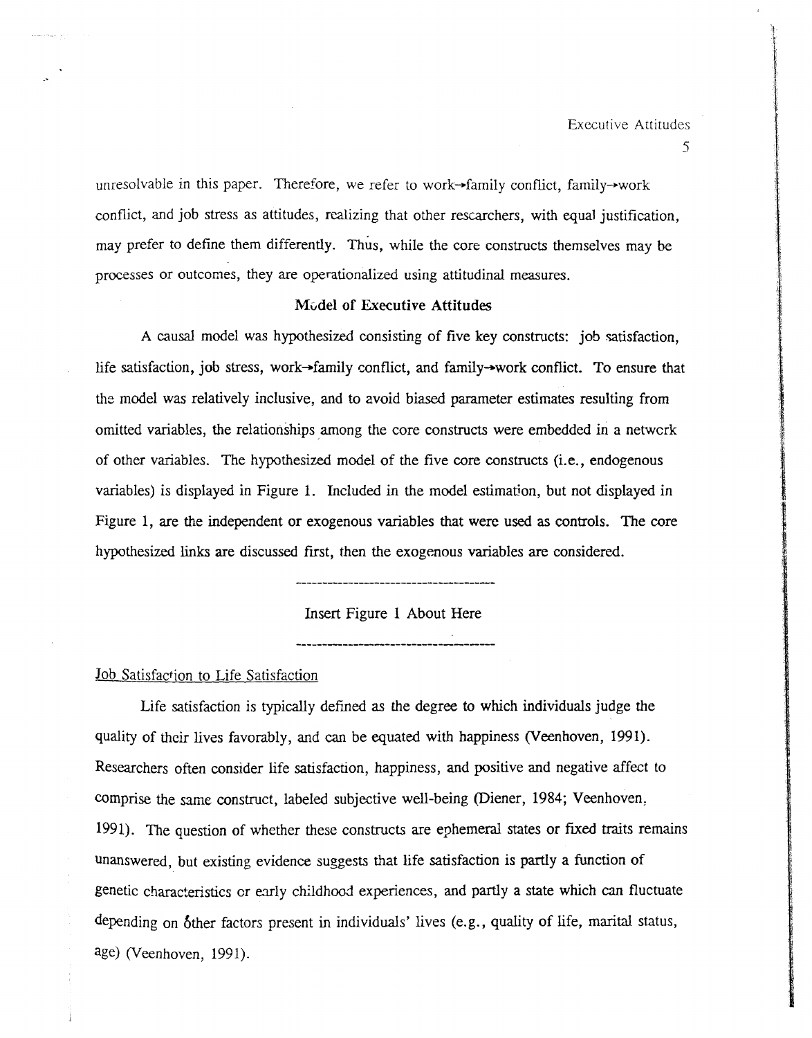unresolvable in this paper. Therefore, we refer to work→family conflict, family→work conflict, and job stress as attitudes, realizing that other researchers, with equal justification, may prefer to define them differently. Thus, while the core constructs themselves may be processes or outcomes, they are operationalized using attitudinal measures.

## Model of Executive Attitudes

A causal model was hypothesized consisting of five key constructs: job satisfaction, life satisfaction, job stress, work→family conflict, and family→work conflict. To ensure that the model was relatively inclusive, and to avoid biased parameter estimates resulting from omitted variables, the relationships among the core constructs were embedded in a network of other variables. The hypothesized model of the five core constructs (i.e., endogenous variables) is displayed in Figure 1. Included in the model estimation, but not displayed in Figure 1, are the independent or exogenous variables that were used as controls. The core hypothesized links are discussed first, then the exogenous variables are considered.

---

Insert Figure 1 About Here

---

### Job Satisfaction to Life Satisfaction

Life satisfaction is typically defined as the degree to which individuals judge the quality of their lives favorably, and can be equated with happiness (Veenhoven, 1991). Researchers often consider life satisfaction, happiness, and positive and negative affect to comprise the same construct, labeled subjective well-being (Diener, 1984; Veenhoven, 1991). The question of whether these constructs are ephemeral states or fixed traits remains unanswered, but existing evidence suggests that life satisfaction is partly a function of genetic characteristics or early childhood experiences, and partly a state which can fluctuate depending on other factors present in individuals' lives (e.g., quality of life, marital status, age) (Veenhoven, 1991).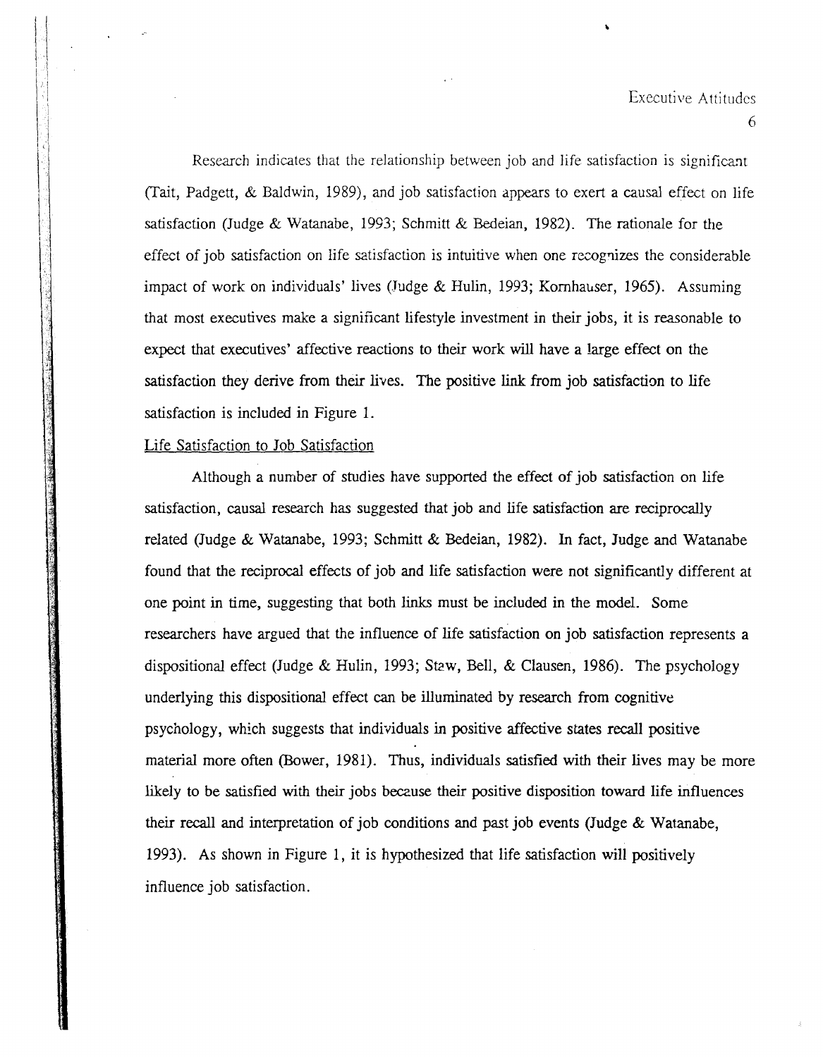Research indicates that the relationship between job and life satisfaction is significant (Tait, Padgett, & Baldwin, 1989), and job satisfaction appears to exert a causal effect on life satisfaction (Judge & Watanabe, 1993; Schmitt & Bedeian, 1982). The rationale for the effect of job satisfaction on life satisfaction is intuitive when one recognizes the considerable impact of work on individuals' lives (Judge & Hulin, 1993; Kornhauser, 1965). Assuming that most executives make a significant lifestyle investment in their jobs, it is reasonable to expect that executives' affective reactions to their work will have a large effect on the satisfaction they derive from their lives. The positive link from job satisfaction to life satisfaction is included in Figure 1.

### Life Satisfaction to Job Satisfaction

Although a number of studies have supported the effect of job satisfaction on life satisfaction, causal research has suggested that job and life satisfaction are reciprocally related (Judge & Watanabe, 1993; Schmitt & Bedeian, 1982). In fact, Judge and Watanabe found that the reciprocal effects of job and life satisfaction were not significantly different at one point in time, suggesting that both links must be included in the model. Some researchers have argued that the influence of life satisfaction on job satisfaction represents a dispositional effect (Judge & Hulin, 1993; Staw, Bell, & Clausen, 1986). The psychology underlying this dispositional effect can be illuminated by research from cognitive psychology, which suggests that individuals in positive affective states recall positive material more often (Bower, 1981). Thus, individuals satisfied with their lives may be more likely to be satisfied with their jobs because their positive disposition toward life influences their recall and interpretation of job conditions and past job events (Judge & Watanabe, 1993). As shown in Figure 1, it is hypothesized that life satisfaction will positively influence job satisfaction.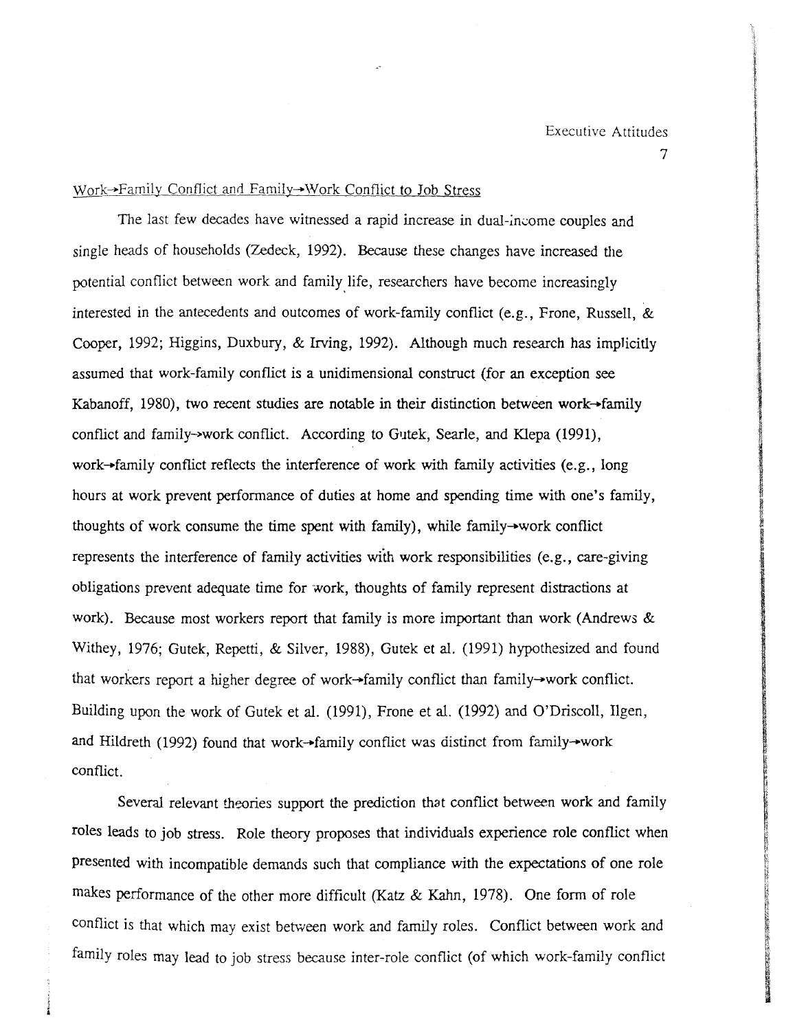Work→Family Conflict and Family→Work Conflict to Job Stress

The last few decades have witnessed a rapid increase in dual-income couples and single heads of households (Zedeck, 1992). Because these changes have increased the potential conflict between work and family life, researchers have become increasingly interested in the antecedents and outcomes of work-family conflict (e.g., Frone, Russell, & Cooper, 1992; Higgins, Duxbury, & Irving, 1992). Although much research has implicitly assumed that work-family conflict is a unidimensional construct (for an exception see Kabanoff, 1980), two recent studies are notable in their distinction between work→family conflict and family→work conflict. According to Gutek, Searle, and Klepa (1991), work→family conflict reflects the interference of work with family activities (e.g., long hours at work prevent performance of duties at home and spending time with one's family, thoughts of work consume the time spent with family), while family→work conflict represents the interference of family activities with work responsibilities (e.g., care-giving obligations prevent adequate time for work, thoughts of family represent distractions at work). Because most workers report that family is more important than work (Andrews & Withey, 1976; Gutek, Repetti, & Silver, 1988), Gutek et al. (1991) hypothesized and found that workers report a higher degree of work→family conflict than family→work conflict. Building upon the work of Gutek et al. (1991), Frone et al. (1992) and O'Driscoll, Ilgen, and Hildreth (1992) found that work→family conflict was distinct from family→work conflict.

Several relevant theories support the prediction that conflict between work and family roles leads to job stress. Role theory proposes that individuals experience role conflict when presented with incompatible demands such that compliance with the expectations of one role makes performance of the other more difficult (Katz & Kahn, 1978). One form of role conflict is that which may exist between work and family roles. Conflict between work and family roles may lead to job stress because inter-role conflict (of which work-family conflict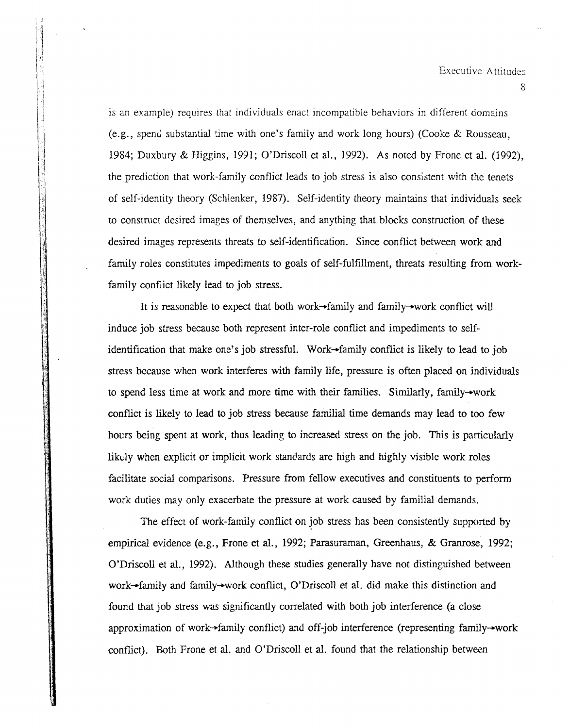is an example) requires that individuals enact incompatible behaviors in different domains (e.g., spend substantial time with one's family and work long hours) (Cooke & Rousseau, 1984; Duxbury & Higgins, 1991; O'Driscoll et al., 1992). As noted by Frone et al. (1992), the prediction that work-family conflict leads to job stress is also consistent with the tenets of self-identity theory (Schlenker, 1987). Self-identity theory maintains that individuals seek to construct desired images of themselves, and anything that blocks construction of these desired images represents threats to self-identification. Since conflict between work and family roles constitutes impediments to goals of self-fulfillment, threats resulting from work-family conflict likely lead to job stress.

It is reasonable to expect that both work→family and family→work conflict will induce job stress because both represent inter-role conflict and impediments to self-identification that make one's job stressful. Work→family conflict is likely to lead to job stress because when work interferes with family life, pressure is often placed on individuals to spend less time at work and more time with their families. Similarly, family→work conflict is likely to lead to job stress because familial time demands may lead to too few hours being spent at work, thus leading to increased stress on the job. This is particularly likely when explicit or implicit work standards are high and highly visible work roles facilitate social comparisons. Pressure from fellow executives and constituents to perform work duties may only exacerbate the pressure at work caused by familial demands.

The effect of work-family conflict on job stress has been consistently supported by empirical evidence (e.g., Frone et al., 1992; Parasuraman, Greenhaus, & Granrose, 1992; O'Driscoll et al., 1992). Although these studies generally have not distinguished between work→family and family→work conflict, O'Driscoll et al. did make this distinction and found that job stress was significantly correlated with both job interference (a close approximation of work→family conflict) and off-job interference (representing family→work conflict). Both Frone et al. and O'Driscoll et al. found that the relationship between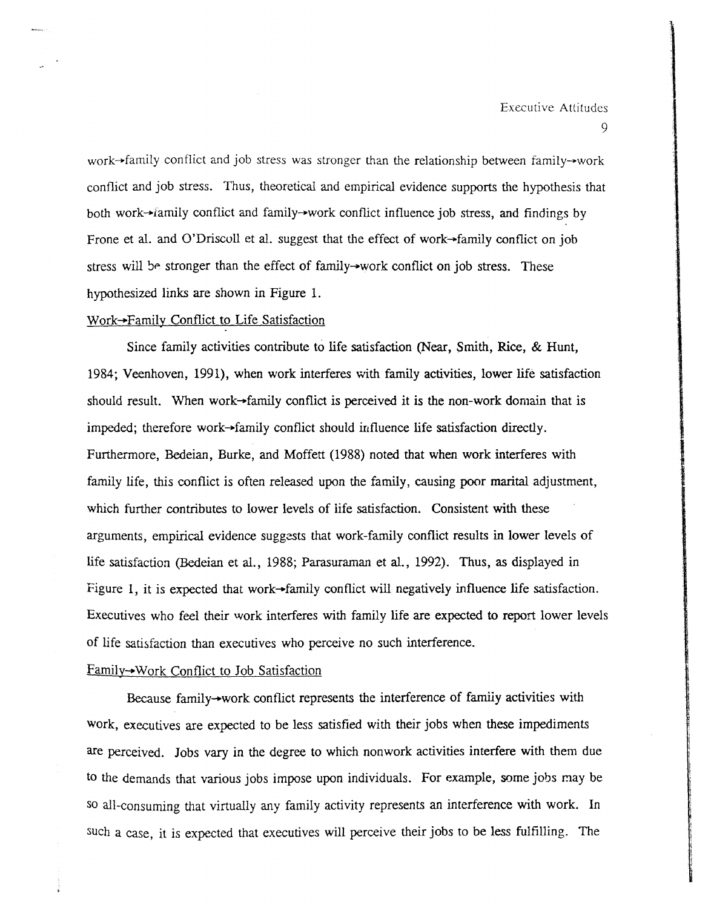work→family conflict and job stress was stronger than the relationship between family→work conflict and job stress. Thus, theoretical and empirical evidence supports the hypothesis that both work→family conflict and family→work conflict influence job stress, and findings by Frone et al. and O'Driscoll et al. suggest that the effect of work→family conflict on job stress will be stronger than the effect of family→work conflict on job stress. These hypothesized links are shown in Figure 1.

## Work→Family Conflict to Life Satisfaction

Since family activities contribute to life satisfaction (Near, Smith, Rice, & Hunt, 1984; Veenhoven, 1991), when work interferes with family activities, lower life satisfaction should result. When work→family conflict is perceived it is the non-work domain that is impeded; therefore work→family conflict should influence life satisfaction directly. Furthermore, Bedeian, Burke, and Moffett (1988) noted that when work interferes with family life, this conflict is often released upon the family, causing poor marital adjustment, which further contributes to lower levels of life satisfaction. Consistent with these arguments, empirical evidence suggests that work-family conflict results in lower levels of life satisfaction (Bedeian et al., 1988; Parasuraman et al., 1992). Thus, as displayed in Figure 1, it is expected that work→family conflict will negatively influence life satisfaction. Executives who feel their work interferes with family life are expected to report lower levels of life satisfaction than executives who perceive no such interference.

## Family→Work Conflict to Job Satisfaction

Because family→work conflict represents the interference of family activities with work, executives are expected to be less satisfied with their jobs when these impediments are perceived. Jobs vary in the degree to which nonwork activities interfere with them due to the demands that various jobs impose upon individuals. For example, some jobs may be so all-consuming that virtually any family activity represents an interference with work. In such a case, it is expected that executives will perceive their jobs to be less fulfilling. The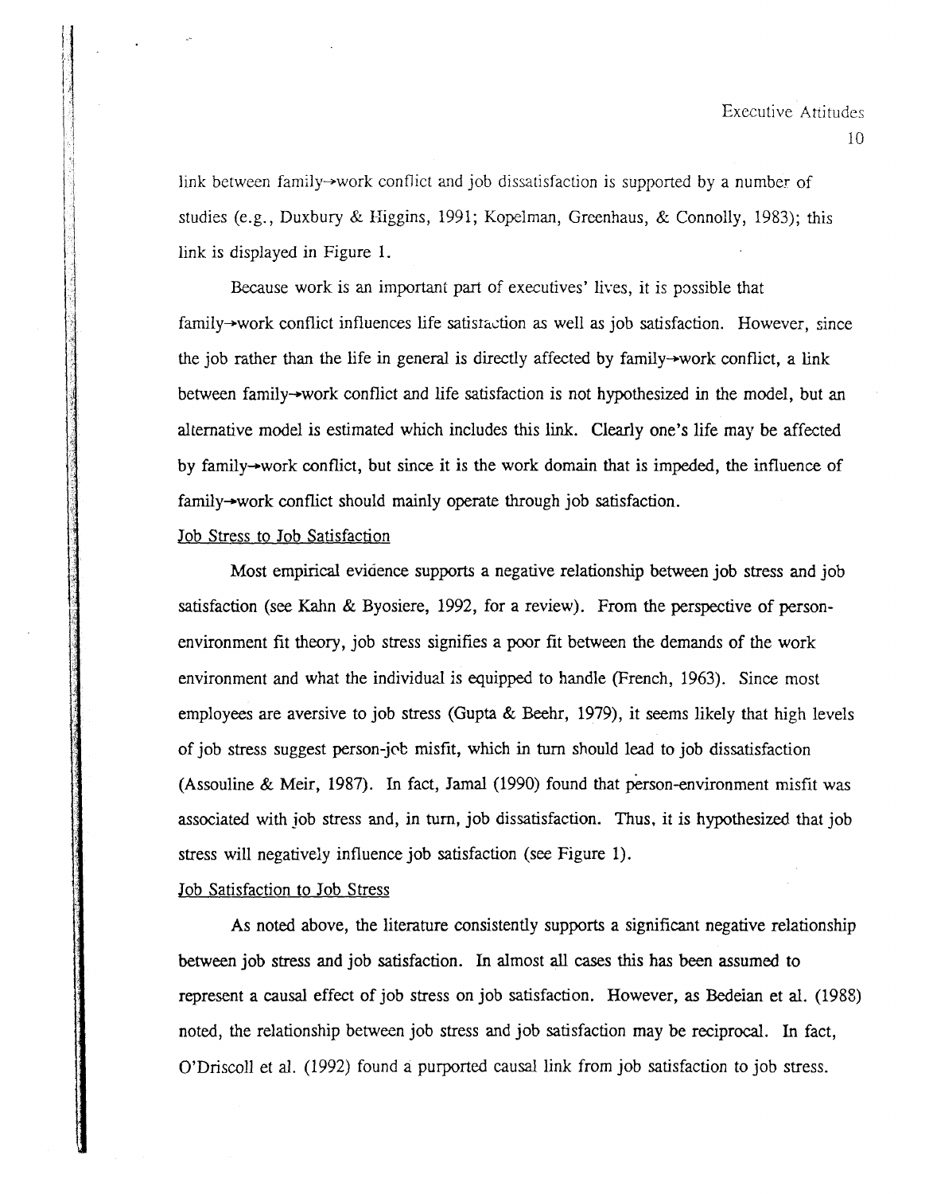link between family→work conflict and job dissatisfaction is supported by a number of studies (e.g., Duxbury & Higgins, 1991; Kopelman, Greenhaus, & Connolly, 1983); this link is displayed in Figure 1.

Because work is an important part of executives' lives, it is possible that family→work conflict influences life satisfaction as well as job satisfaction. However, since the job rather than the life in general is directly affected by family→work conflict, a link between family→work conflict and life satisfaction is not hypothesized in the model, but an alternative model is estimated which includes this link. Clearly one's life may be affected by family→work conflict, but since it is the work domain that is impeded, the influence of family→work conflict should mainly operate through job satisfaction.

### Job Stress to Job Satisfaction

Most empirical evidence supports a negative relationship between job stress and job satisfaction (see Kahn & Byosiere, 1992, for a review). From the perspective of person-environment fit theory, job stress signifies a poor fit between the demands of the work environment and what the individual is equipped to handle (French, 1963). Since most employees are aversive to job stress (Gupta & Beehr, 1979), it seems likely that high levels of job stress suggest person-job misfit, which in turn should lead to job dissatisfaction (Assouline & Meir, 1987). In fact, Jamal (1990) found that person-environment misfit was associated with job stress and, in turn, job dissatisfaction. Thus, it is hypothesized that job stress will negatively influence job satisfaction (see Figure 1).

### Job Satisfaction to Job Stress

As noted above, the literature consistently supports a significant negative relationship between job stress and job satisfaction. In almost all cases this has been assumed to represent a causal effect of job stress on job satisfaction. However, as Bedeian et al. (1988) noted, the relationship between job stress and job satisfaction may be reciprocal. In fact, O'Driscoll et al. (1992) found a purported causal link from job satisfaction to job stress.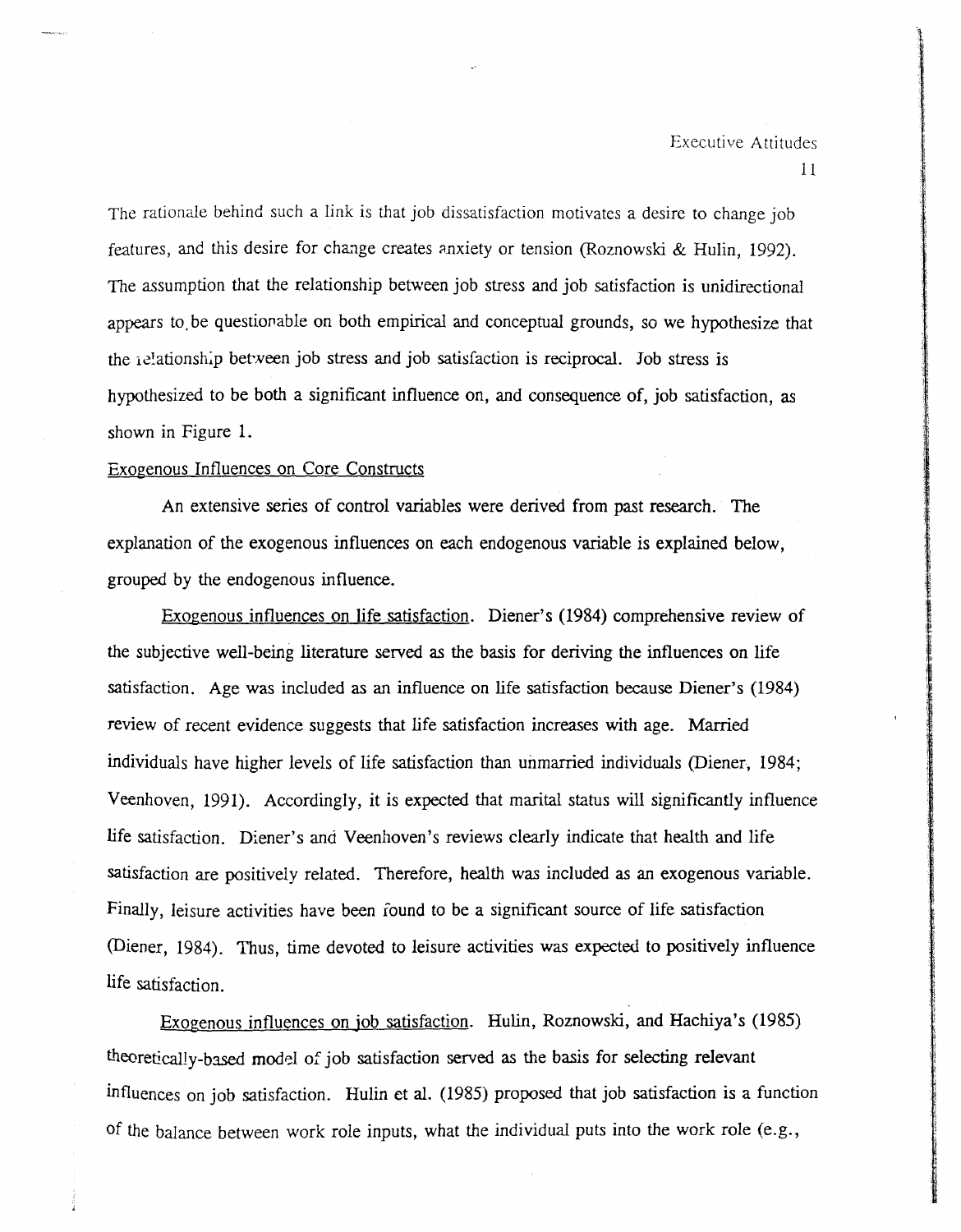The rationale behind such a link is that job dissatisfaction motivates a desire to change job features, and this desire for change creates anxiety or tension (Roznowski & Hulin, 1992). The assumption that the relationship between job stress and job satisfaction is unidirectional appears to be questionable on both empirical and conceptual grounds, so we hypothesize that the relationship between job stress and job satisfaction is reciprocal. Job stress is hypothesized to be both a significant influence on, and consequence of, job satisfaction, as shown in Figure 1.

### Exogenous Influences on Core Constructs

An extensive series of control variables were derived from past research. The explanation of the exogenous influences on each endogenous variable is explained below, grouped by the endogenous influence.

Exogenous influences on life satisfaction. Diener's (1984) comprehensive review of the subjective well-being literature served as the basis for deriving the influences on life satisfaction. Age was included as an influence on life satisfaction because Diener's (1984) review of recent evidence suggests that life satisfaction increases with age. Married individuals have higher levels of life satisfaction than unmarried individuals (Diener, 1984; Veenhoven, 1991). Accordingly, it is expected that marital status will significantly influence life satisfaction. Diener's and Veenhoven's reviews clearly indicate that health and life satisfaction are positively related. Therefore, health was included as an exogenous variable. Finally, leisure activities have been found to be a significant source of life satisfaction (Diener, 1984). Thus, time devoted to leisure activities was expected to positively influence life satisfaction.

Exogenous influences on job satisfaction. Hulin, Roznowski, and Hachiya's (1985) theoretically-based model of job satisfaction served as the basis for selecting relevant influences on job satisfaction. Hulin et al. (1985) proposed that job satisfaction is a function of the balance between work role inputs, what the individual puts into the work role (e.g.,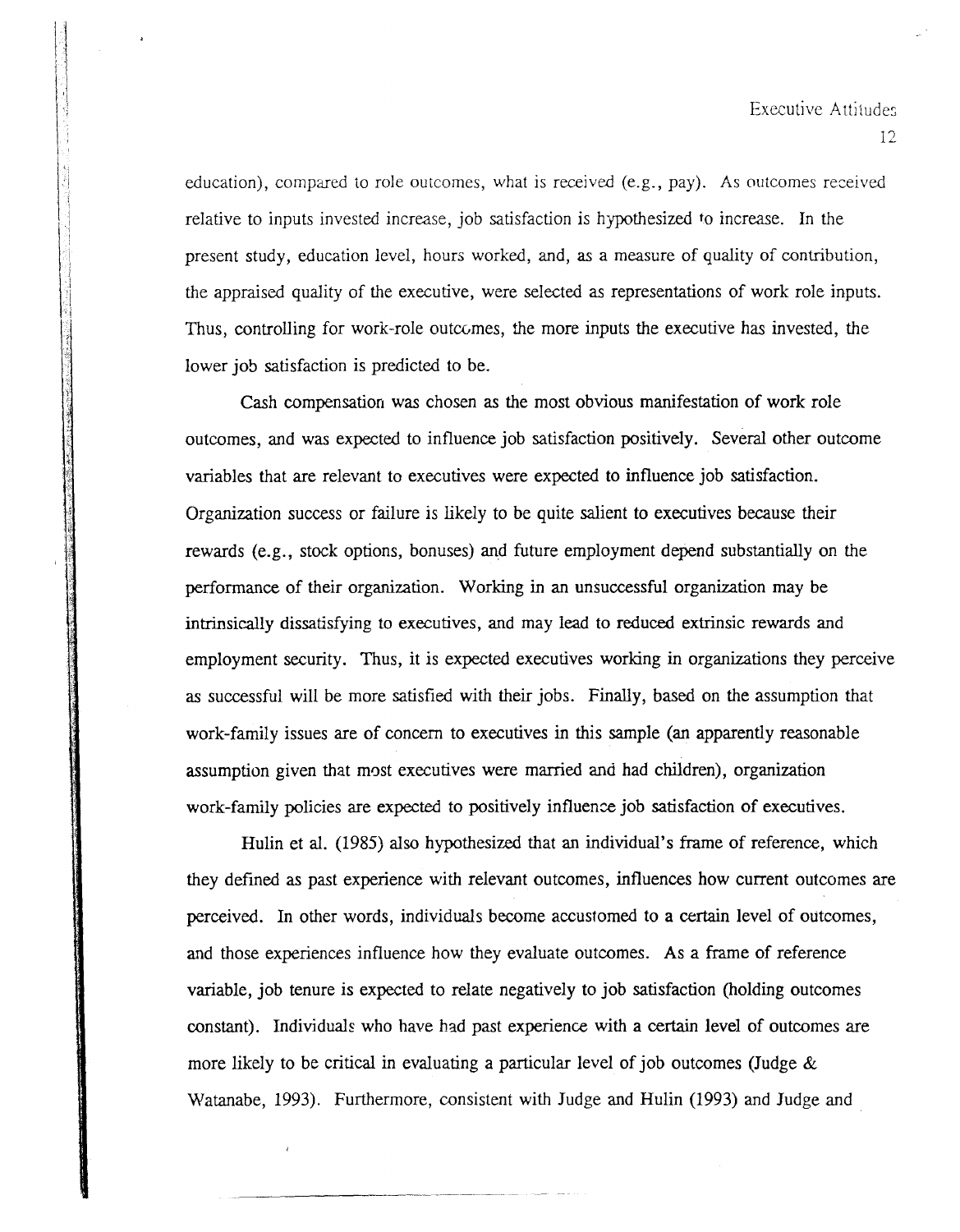education), compared to role outcomes, what is received (e.g., pay). As outcomes received relative to inputs invested increase, job satisfaction is hypothesized to increase. In the present study, education level, hours worked, and, as a measure of quality of contribution, the appraised quality of the executive, were selected as representations of work role inputs. Thus, controlling for work-role outcomes, the more inputs the executive has invested, the lower job satisfaction is predicted to be.

Cash compensation was chosen as the most obvious manifestation of work role outcomes, and was expected to influence job satisfaction positively. Several other outcome variables that are relevant to executives were expected to influence job satisfaction. Organization success or failure is likely to be quite salient to executives because their rewards (e.g., stock options, bonuses) and future employment depend substantially on the performance of their organization. Working in an unsuccessful organization may be intrinsically dissatisfying to executives, and may lead to reduced extrinsic rewards and employment security. Thus, it is expected executives working in organizations they perceive as successful will be more satisfied with their jobs. Finally, based on the assumption that work-family issues are of concern to executives in this sample (an apparently reasonable assumption given that most executives were married and had children), organization work-family policies are expected to positively influence job satisfaction of executives.

Hulin et al. (1985) also hypothesized that an individual's frame of reference, which they defined as past experience with relevant outcomes, influences how current outcomes are perceived. In other words, individuals become accustomed to a certain level of outcomes, and those experiences influence how they evaluate outcomes. As a frame of reference variable, job tenure is expected to relate negatively to job satisfaction (holding outcomes constant). Individuals who have had past experience with a certain level of outcomes are more likely to be critical in evaluating a particular level of job outcomes (Judge & Watanabe, 1993). Furthermore, consistent with Judge and Hulin (1993) and Judge and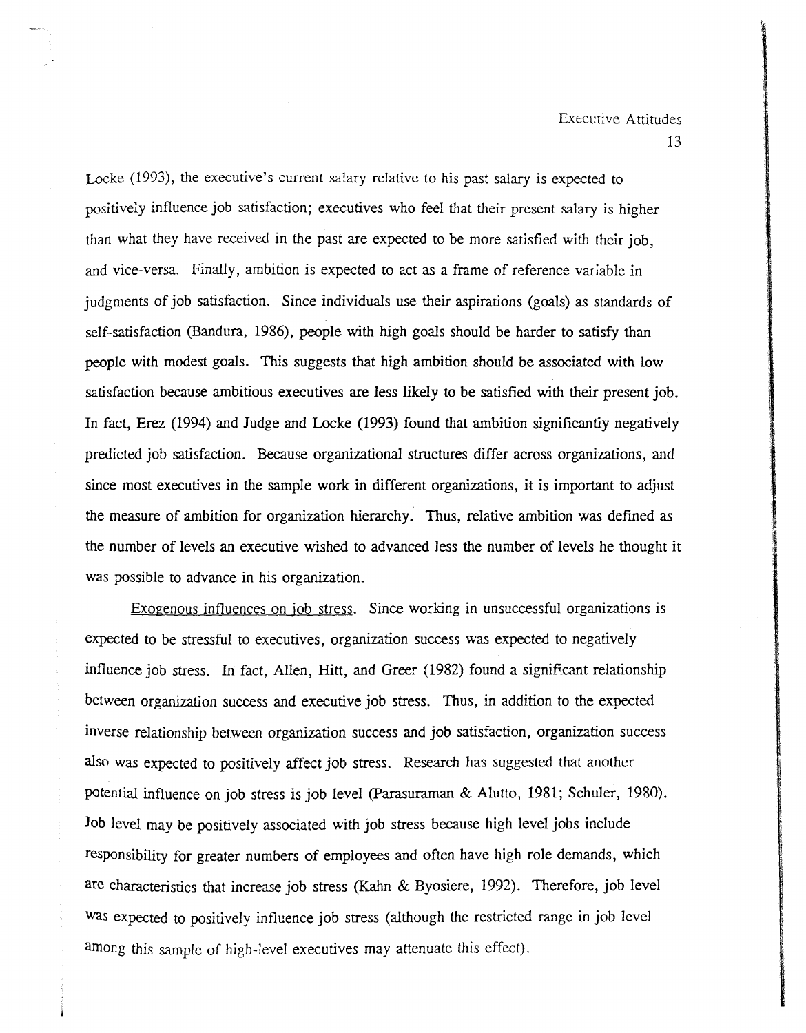Locke (1993), the executive's current salary relative to his past salary is expected to positively influence job satisfaction; executives who feel that their present salary is higher than what they have received in the past are expected to be more satisfied with their job, and vice-versa. Finally, ambition is expected to act as a frame of reference variable in judgments of job satisfaction. Since individuals use their aspirations (goals) as standards of self-satisfaction (Bandura, 1986), people with high goals should be harder to satisfy than people with modest goals. This suggests that high ambition should be associated with low satisfaction because ambitious executives are less likely to be satisfied with their present job. In fact, Erez (1994) and Judge and Locke (1993) found that ambition significantly negatively predicted job satisfaction. Because organizational structures differ across organizations, and since most executives in the sample work in different organizations, it is important to adjust the measure of ambition for organization hierarchy. Thus, relative ambition was defined as the number of levels an executive wished to advanced less the number of levels he thought it was possible to advance in his organization.

Exogenous influences on job stress. Since working in unsuccessful organizations is expected to be stressful to executives, organization success was expected to negatively influence job stress. In fact, Allen, Hitt, and Greer (1982) found a significant relationship between organization success and executive job stress. Thus, in addition to the expected inverse relationship between organization success and job satisfaction, organization success also was expected to positively affect job stress. Research has suggested that another potential influence on job stress is job level (Parasuraman & Alutto, 1981; Schuler, 1980). Job level may be positively associated with job stress because high level jobs include responsibility for greater numbers of employees and often have high role demands, which are characteristics that increase job stress (Kahn & Byosiere, 1992). Therefore, job level was expected to positively influence job stress (although the restricted range in job level among this sample of high-level executives may attenuate this effect).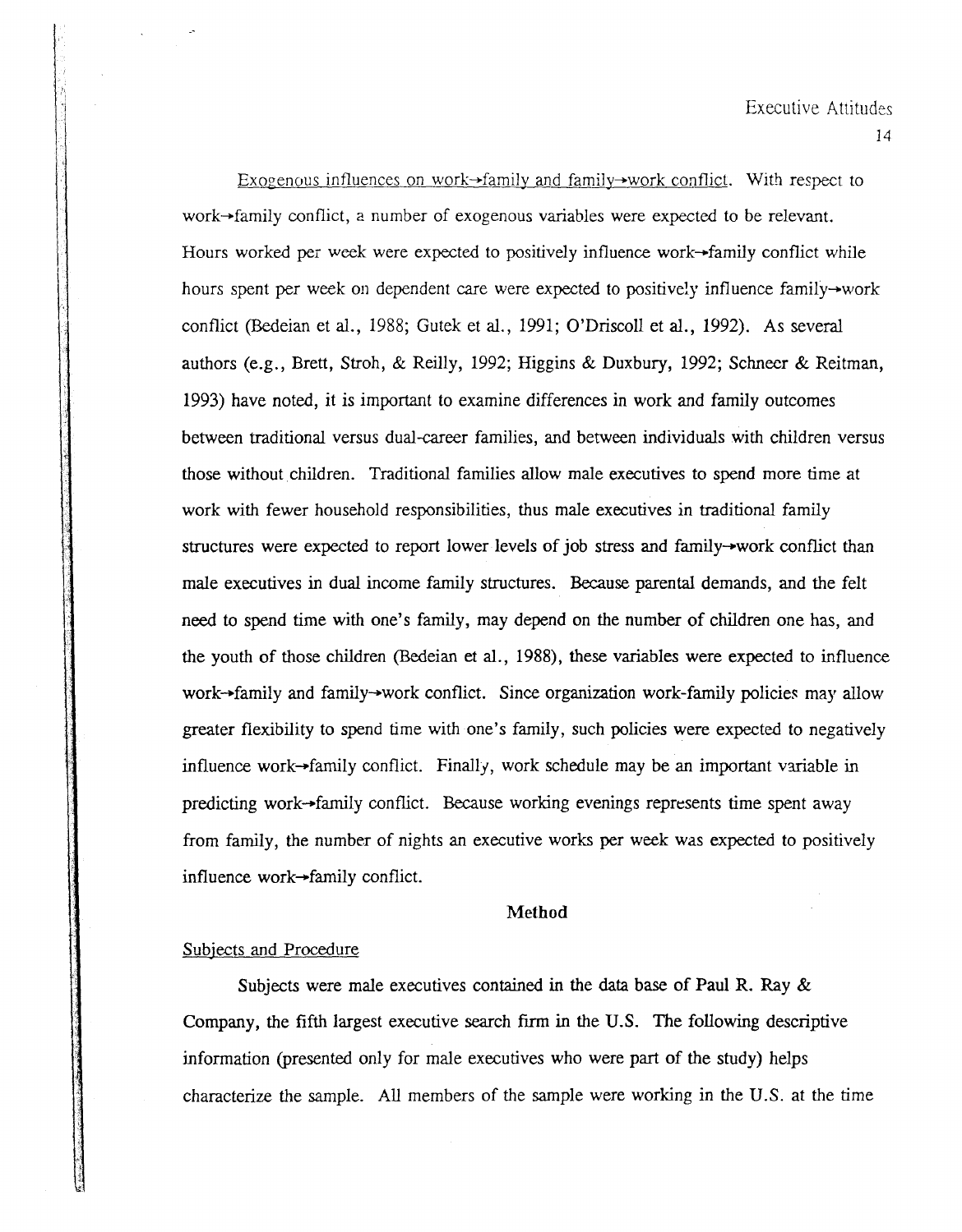Exogenous influences on work→family and family→work conflict. With respect to work→family conflict, a number of exogenous variables were expected to be relevant. Hours worked per week were expected to positively influence work→family conflict while hours spent per week on dependent care were expected to positively influence family→work conflict (Bedeian et al., 1988; Gutek et al., 1991; O'Driscoll et al., 1992). As several authors (e.g., Brett, Stroh, & Reilly, 1992; Higgins & Duxbury, 1992; Schneer & Reitman, 1993) have noted, it is important to examine differences in work and family outcomes between traditional versus dual-career families, and between individuals with children versus those without children. Traditional families allow male executives to spend more time at work with fewer household responsibilities, thus male executives in traditional family structures were expected to report lower levels of job stress and family→work conflict than male executives in dual income family structures. Because parental demands, and the felt need to spend time with one's family, may depend on the number of children one has, and the youth of those children (Bedeian et al., 1988), these variables were expected to influence work→family and family→work conflict. Since organization work-family policies may allow greater flexibility to spend time with one's family, such policies were expected to negatively influence work→family conflict. Finally, work schedule may be an important variable in predicting work→family conflict. Because working evenings represents time spent away from family, the number of nights an executive works per week was expected to positively influence work→family conflict.

## Method

### Subjects and Procedure

Subjects were male executives contained in the data base of Paul R. Ray & Company, the fifth largest executive search firm in the U.S. The following descriptive information (presented only for male executives who were part of the study) helps characterize the sample. All members of the sample were working in the U.S. at the time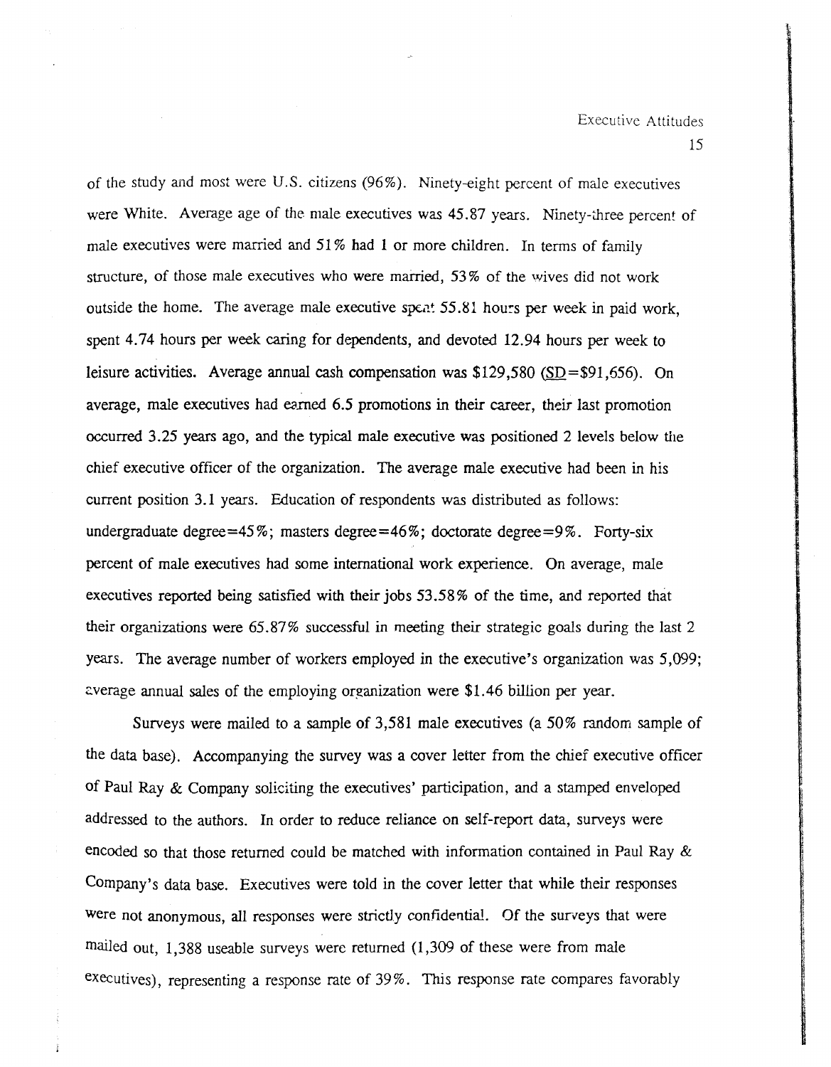of the study and most were U.S. citizens (96%). Ninety-eight percent of male executives were White. Average age of the male executives was 45.87 years. Ninety-three percent of male executives were married and 51% had 1 or more children. In terms of family structure, of those male executives who were married, 53% of the wives did not work outside the home. The average male executive spent 55.81 hours per week in paid work, spent 4.74 hours per week caring for dependents, and devoted 12.94 hours per week to leisure activities. Average annual cash compensation was $129,580 (SD=$91,656). On average, male executives had earned 6.5 promotions in their career, their last promotion occurred 3.25 years ago, and the typical male executive was positioned 2 levels below the chief executive officer of the organization. The average male executive had been in his current position 3.1 years. Education of respondents was distributed as follows: undergraduate degree=45%; masters degree=46%; doctorate degree=9%. Forty-six percent of male executives had some international work experience. On average, male executives reported being satisfied with their jobs 53.58% of the time, and reported that their organizations were 65.87% successful in meeting their strategic goals during the last 2 years. The average number of workers employed in the executive's organization was 5,099; average annual sales of the employing organization were $1.46 billion per year.

Surveys were mailed to a sample of 3,581 male executives (a 50% random sample of the data base). Accompanying the survey was a cover letter from the chief executive officer of Paul Ray & Company soliciting the executives' participation, and a stamped enveloped addressed to the authors. In order to reduce reliance on self-report data, surveys were encoded so that those returned could be matched with information contained in Paul Ray & Company's data base. Executives were told in the cover letter that while their responses were not anonymous, all responses were strictly confidential. Of the surveys that were mailed out, 1,388 useable surveys were returned (1,309 of these were from male executives), representing a response rate of 39%. This response rate compares favorably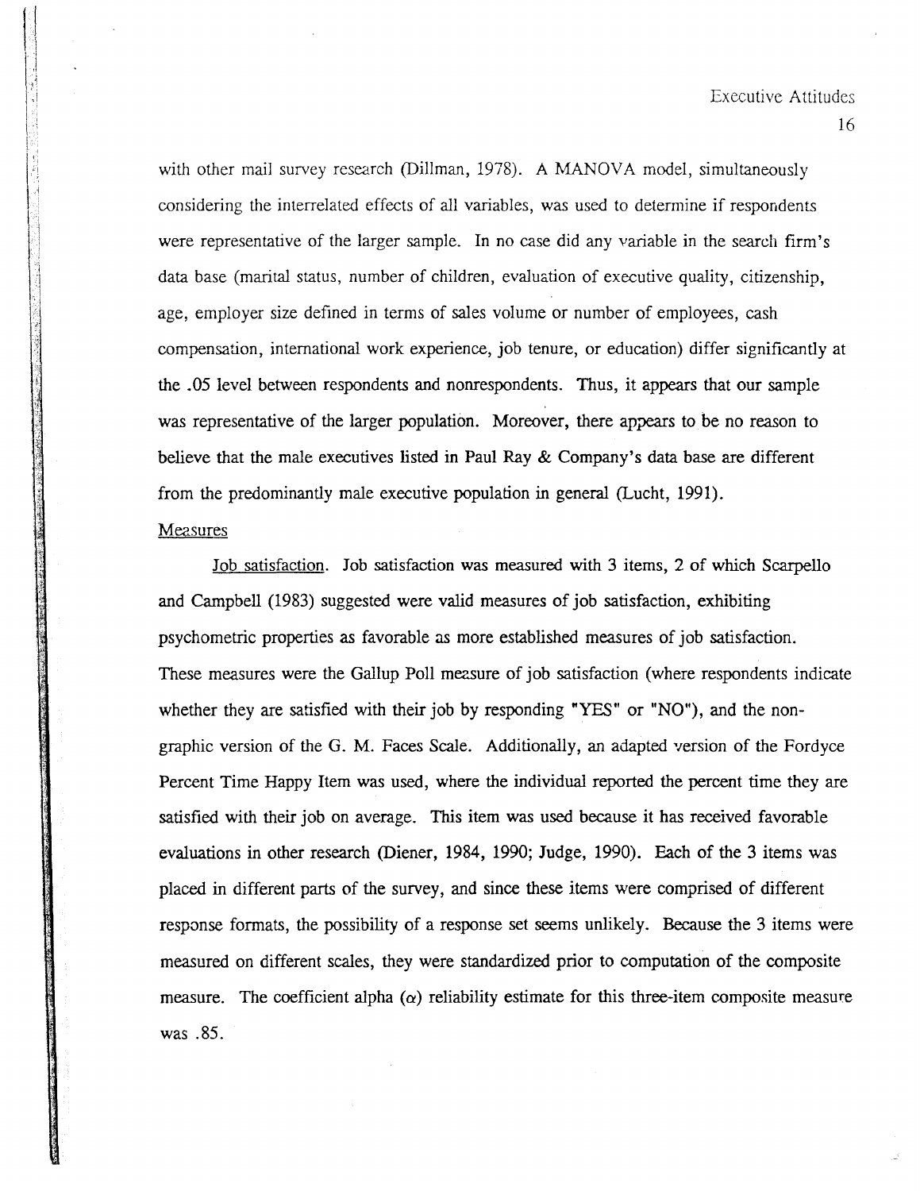with other mail survey research (Dillman, 1978). A MANOVA model, simultaneously considering the interrelated effects of all variables, was used to determine if respondents were representative of the larger sample. In no case did any variable in the search firm's data base (marital status, number of children, evaluation of executive quality, citizenship, age, employer size defined in terms of sales volume or number of employees, cash compensation, international work experience, job tenure, or education) differ significantly at the .05 level between respondents and nonrespondents. Thus, it appears that our sample was representative of the larger population. Moreover, there appears to be no reason to believe that the male executives listed in Paul Ray & Company's data base are different from the predominantly male executive population in general (Lucht, 1991).

## Measures

Job satisfaction. Job satisfaction was measured with 3 items, 2 of which Scarpello and Campbell (1983) suggested were valid measures of job satisfaction, exhibiting psychometric properties as favorable as more established measures of job satisfaction. These measures were the Gallup Poll measure of job satisfaction (where respondents indicate whether they are satisfied with their job by responding "YES" or "NO"), and the non-graphic version of the G. M. Faces Scale. Additionally, an adapted version of the Fordyce Percent Time Happy Item was used, where the individual reported the percent time they are satisfied with their job on average. This item was used because it has received favorable evaluations in other research (Diener, 1984, 1990; Judge, 1990). Each of the 3 items was placed in different parts of the survey, and since these items were comprised of different response formats, the possibility of a response set seems unlikely. Because the 3 items were measured on different scales, they were standardized prior to computation of the composite measure. The coefficient alpha ($\alpha$) reliability estimate for this three-item composite measure was .85.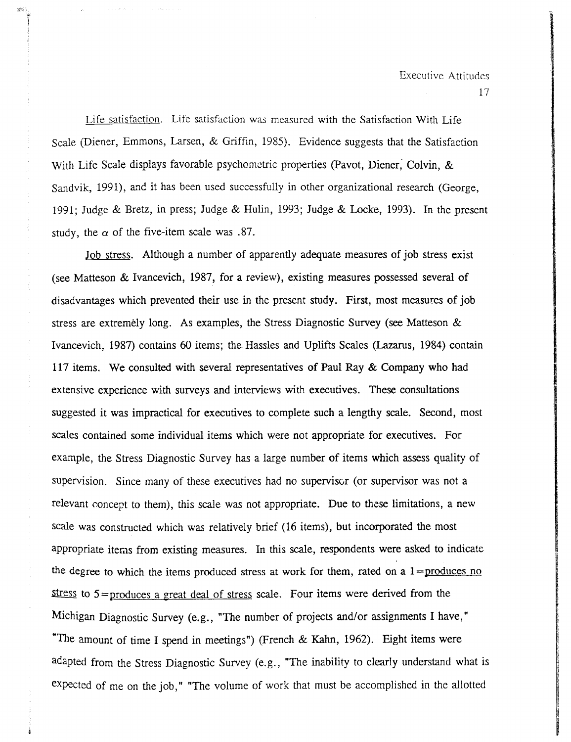*Life satisfaction*. Life satisfaction was measured with the Satisfaction With Life Scale (Diener, Emmons, Larsen, & Griffin, 1985). Evidence suggests that the Satisfaction With Life Scale displays favorable psychometric properties (Pavot, Diener, Colvin, & Sandvik, 1991), and it has been used successfully in other organizational research (George, 1991; Judge & Bretz, in press; Judge & Hulin, 1993; Judge & Locke, 1993). In the present study, the $\alpha$ of the five-item scale was .87.

*Job stress*. Although a number of apparently adequate measures of job stress exist (see Matteson & Ivancevich, 1987, for a review), existing measures possessed several of disadvantages which prevented their use in the present study. First, most measures of job stress are extremely long. As examples, the Stress Diagnostic Survey (see Matteson & Ivancevich, 1987) contains 60 items; the Hassles and Uplifts Scales (Lazarus, 1984) contain 117 items. We consulted with several representatives of Paul Ray & Company who had extensive experience with surveys and interviews with executives. These consultations suggested it was impractical for executives to complete such a lengthy scale. Second, most scales contained some individual items which were not appropriate for executives. For example, the Stress Diagnostic Survey has a large number of items which assess quality of supervision. Since many of these executives had no supervisor (or supervisor was not a relevant concept to them), this scale was not appropriate. Due to these limitations, a new scale was constructed which was relatively brief (16 items), but incorporated the most appropriate items from existing measures. In this scale, respondents were asked to indicate the degree to which the items produced stress at work for them, rated on a 1=*produces no stress* to 5=*produces a great deal of stress* scale. Four items were derived from the Michigan Diagnostic Survey (e.g., "The number of projects and/or assignments I have," "The amount of time I spend in meetings") (French & Kahn, 1962). Eight items were adapted from the Stress Diagnostic Survey (e.g., "The inability to clearly understand what is expected of me on the job," "The volume of work that must be accomplished in the allotted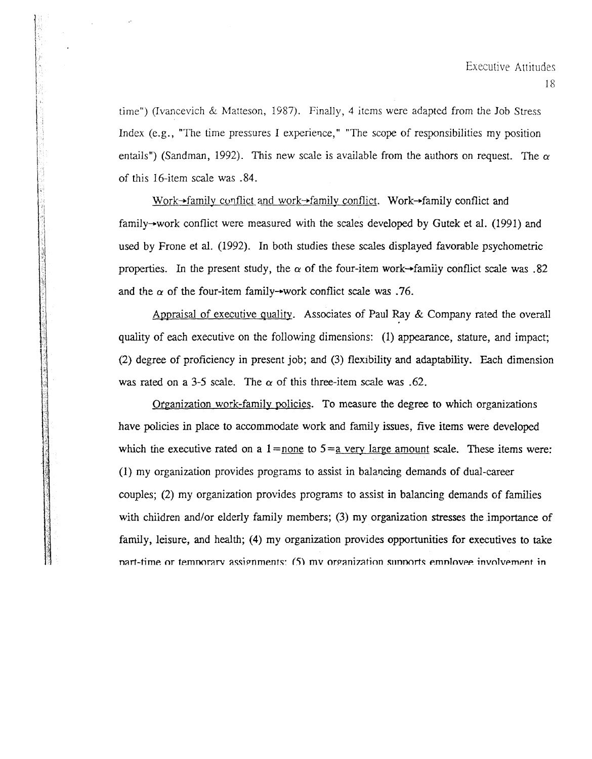time") (Ivancevich & Matteson, 1987). Finally, 4 items were adapted from the Job Stress Index (e.g., "The time pressures I experience," "The scope of responsibilities my position entails") (Sandman, 1992). This new scale is available from the authors on request. The $\alpha$ of this 16-item scale was .84.

Work→family conflict and work→family conflict. Work→family conflict and family→work conflict were measured with the scales developed by Gutek et al. (1991) and used by Frone et al. (1992). In both studies these scales displayed favorable psychometric properties. In the present study, the $\alpha$ of the four-item work→family conflict scale was .82 and the $\alpha$ of the four-item family→work conflict scale was .76.

Appraisal of executive quality. Associates of Paul Ray & Company rated the overall quality of each executive on the following dimensions: (1) appearance, stature, and impact; (2) degree of proficiency in present job; and (3) flexibility and adaptability. Each dimension was rated on a 3-5 scale. The $\alpha$ of this three-item scale was .62.

Organization work-family policies. To measure the degree to which organizations have policies in place to accommodate work and family issues, five items were developed which the executive rated on a 1=none to 5=a very large amount scale. These items were: (1) my organization provides programs to assist in balancing demands of dual-career couples; (2) my organization provides programs to assist in balancing demands of families with children and/or elderly family members; (3) my organization stresses the importance of family, leisure, and health; (4) my organization provides opportunities for executives to take part-time or temporary assignments; (5) my organization supports employee involvement in